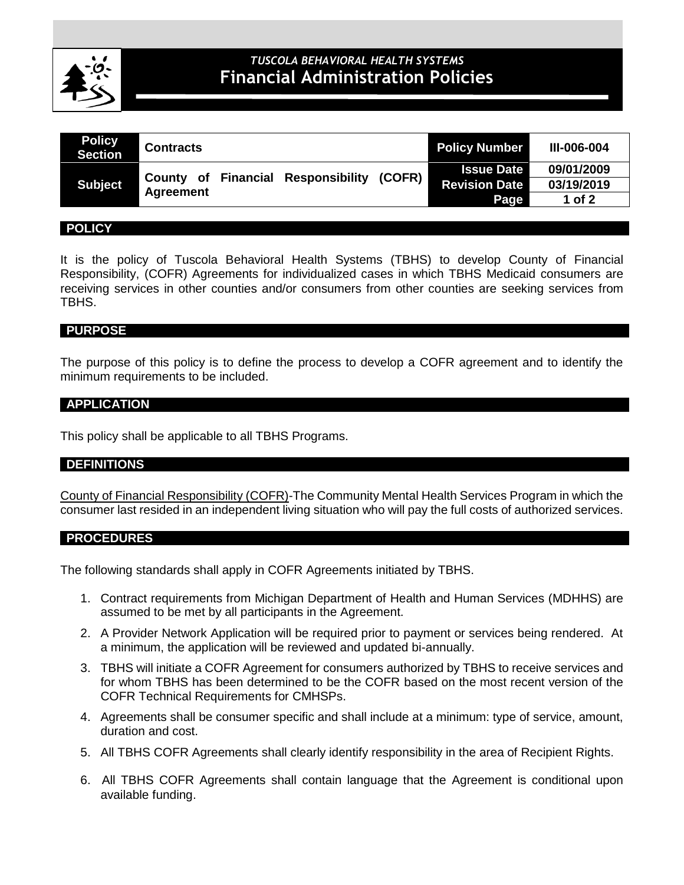*TUSCOLA BEHAVIORAL HEALTH SYSTEMS*

# Financial Administration Policies

| Policy Section | Contracts | Policy Number | III-006-004 |
|---|---|---|---|
| Subject | County of Financial Responsibility (COFR) Agreement | Issue Date | 09/01/2009 |
| | | Revision Date | 03/19/2019 |
| | | Page | 1 of 2 |

## POLICY

It is the policy of Tuscola Behavioral Health Systems (TBHS) to develop County of Financial Responsibility, (COFR) Agreements for individualized cases in which TBHS Medicaid consumers are receiving services in other counties and/or consumers from other counties are seeking services from TBHS.

## PURPOSE

The purpose of this policy is to define the process to develop a COFR agreement and to identify the minimum requirements to be included.

## APPLICATION

This policy shall be applicable to all TBHS Programs.

## DEFINITIONS

County of Financial Responsibility (COFR)-The Community Mental Health Services Program in which the consumer last resided in an independent living situation who will pay the full costs of authorized services.

## PROCEDURES

The following standards shall apply in COFR Agreements initiated by TBHS.

1. Contract requirements from Michigan Department of Health and Human Services (MDHHS) are assumed to be met by all participants in the Agreement.
2. A Provider Network Application will be required prior to payment or services being rendered. At a minimum, the application will be reviewed and updated bi-annually.
3. TBHS will initiate a COFR Agreement for consumers authorized by TBHS to receive services and for whom TBHS has been determined to be the COFR based on the most recent version of the COFR Technical Requirements for CMHSPs.
4. Agreements shall be consumer specific and shall include at a minimum: type of service, amount, duration and cost.
5. All TBHS COFR Agreements shall clearly identify responsibility in the area of Recipient Rights.
6. All TBHS COFR Agreements shall contain language that the Agreement is conditional upon available funding.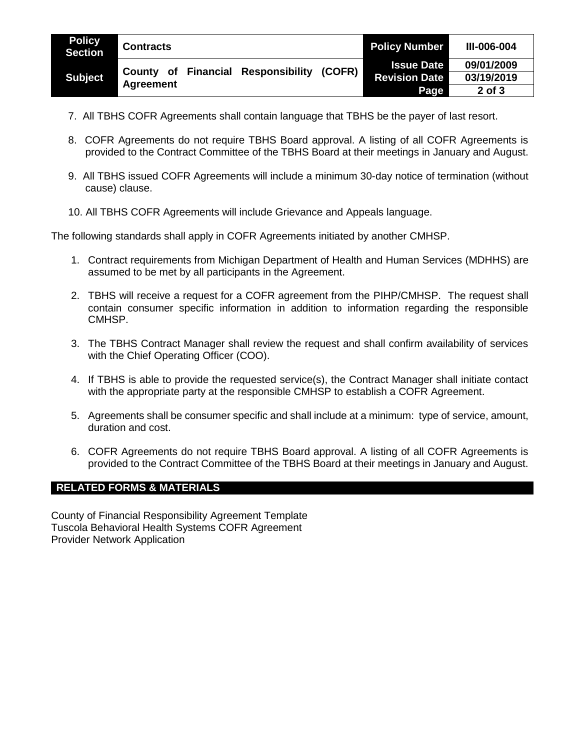7. All TBHS COFR Agreements shall contain language that TBHS be the payer of last resort.

8. COFR Agreements do not require TBHS Board approval. A listing of all COFR Agreements is provided to the Contract Committee of the TBHS Board at their meetings in January and August.

9. All TBHS issued COFR Agreements will include a minimum 30-day notice of termination (without cause) clause.

10. All TBHS COFR Agreements will include Grievance and Appeals language.

The following standards shall apply in COFR Agreements initiated by another CMHSP.

1. Contract requirements from Michigan Department of Health and Human Services (MDHHS) are assumed to be met by all participants in the Agreement.

2. TBHS will receive a request for a COFR agreement from the PIHP/CMHSP. The request shall contain consumer specific information in addition to information regarding the responsible CMHSP.

3. The TBHS Contract Manager shall review the request and shall confirm availability of services with the Chief Operating Officer (COO).

4. If TBHS is able to provide the requested service(s), the Contract Manager shall initiate contact with the appropriate party at the responsible CMHSP to establish a COFR Agreement.

5. Agreements shall be consumer specific and shall include at a minimum: type of service, amount, duration and cost.

6. COFR Agreements do not require TBHS Board approval. A listing of all COFR Agreements is provided to the Contract Committee of the TBHS Board at their meetings in January and August.

## RELATED FORMS & MATERIALS

County of Financial Responsibility Agreement Template
Tuscola Behavioral Health Systems COFR Agreement
Provider Network Application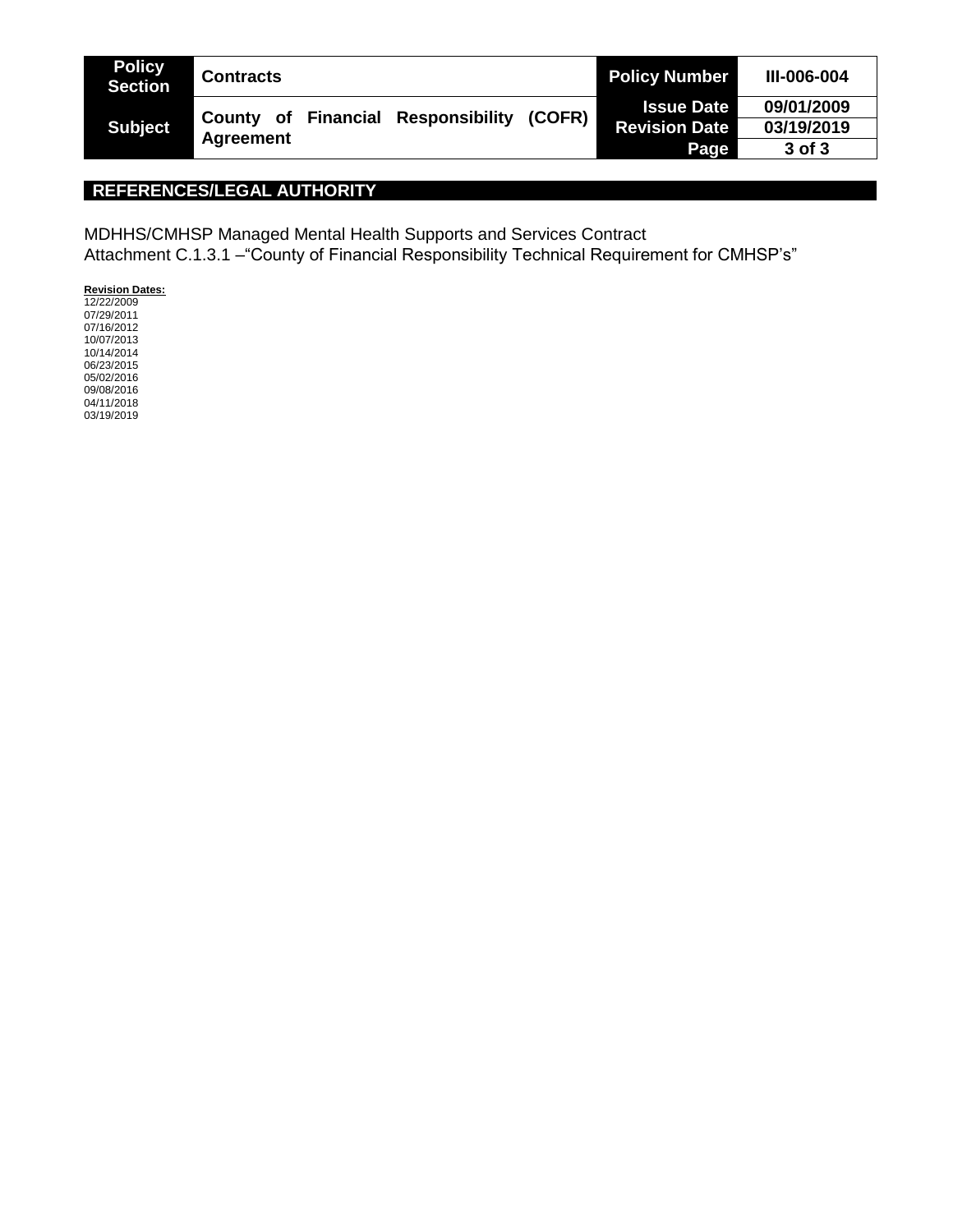## REFERENCES/LEGAL AUTHORITY

MDHHS/CMHSP Managed Mental Health Supports and Services Contract
Attachment C.1.3.1 –"County of Financial Responsibility Technical Requirement for CMHSP's"

**Revision Dates:**
12/22/2009
07/29/2011
07/16/2012
10/07/2013
10/14/2014
06/23/2015
05/02/2016
09/08/2016
04/11/2018
03/19/2019